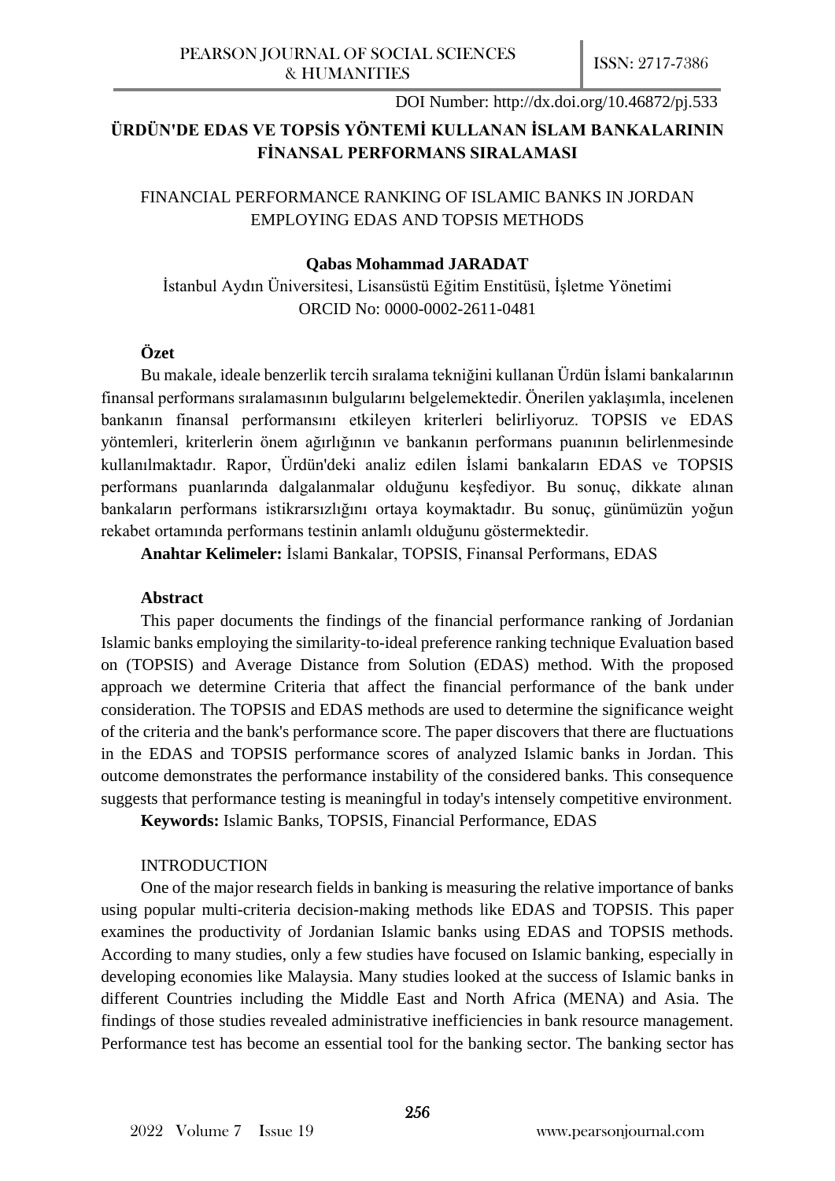DOI Number: http://dx.doi.org/10.46872/pj.533

# ÜRDÜN'DE EDAS VE TOPSİS YÖNTEMİ KULLANAN İSLAM BANKALARININ FİNANSAL PERFORMANS SIRALAMASI

## FINANCIAL PERFORMANCE RANKING OF ISLAMIC BANKS IN JORDAN EMPLOYING EDAS AND TOPSIS METHODS

**Qabas Mohammad JARADAT**

İstanbul Aydın Üniversitesi, Lisansüstü Eğitim Enstitüsü, İşletme Yönetimi

ORCID No: 0000-0002-2611-0481

**Özet**

Bu makale, ideale benzerlik tercih sıralama tekniğini kullanan Ürdün İslami bankalarının finansal performans sıralamasının bulgularını belgelemektedir. Önerilen yaklaşımla, incelenen bankanın finansal performansını etkileyen kriterleri belirliyoruz. TOPSIS ve EDAS yöntemleri, kriterlerin önem ağırlığının ve bankanın performans puanının belirlenmesinde kullanılmaktadır. Rapor, Ürdün'deki analiz edilen İslami bankaların EDAS ve TOPSIS performans puanlarında dalgalanmalar olduğunu keşfediyor. Bu sonuç, dikkate alınan bankaların performans istikrarsızlığını ortaya koymaktadır. Bu sonuç, günümüzün yoğun rekabet ortamında performans testinin anlamlı olduğunu göstermektedir.

**Anahtar Kelimeler:** İslami Bankalar, TOPSIS, Finansal Performans, EDAS

**Abstract**

This paper documents the findings of the financial performance ranking of Jordanian Islamic banks employing the similarity-to-ideal preference ranking technique Evaluation based on (TOPSIS) and Average Distance from Solution (EDAS) method. With the proposed approach we determine Criteria that affect the financial performance of the bank under consideration. The TOPSIS and EDAS methods are used to determine the significance weight of the criteria and the bank's performance score. The paper discovers that there are fluctuations in the EDAS and TOPSIS performance scores of analyzed Islamic banks in Jordan. This outcome demonstrates the performance instability of the considered banks. This consequence suggests that performance testing is meaningful in today's intensely competitive environment.

**Keywords:** Islamic Banks, TOPSIS, Financial Performance, EDAS

## INTRODUCTION

One of the major research fields in banking is measuring the relative importance of banks using popular multi-criteria decision-making methods like EDAS and TOPSIS. This paper examines the productivity of Jordanian Islamic banks using EDAS and TOPSIS methods. According to many studies, only a few studies have focused on Islamic banking, especially in developing economies like Malaysia. Many studies looked at the success of Islamic banks in different Countries including the Middle East and North Africa (MENA) and Asia. The findings of those studies revealed administrative inefficiencies in bank resource management. Performance test has become an essential tool for the banking sector. The banking sector has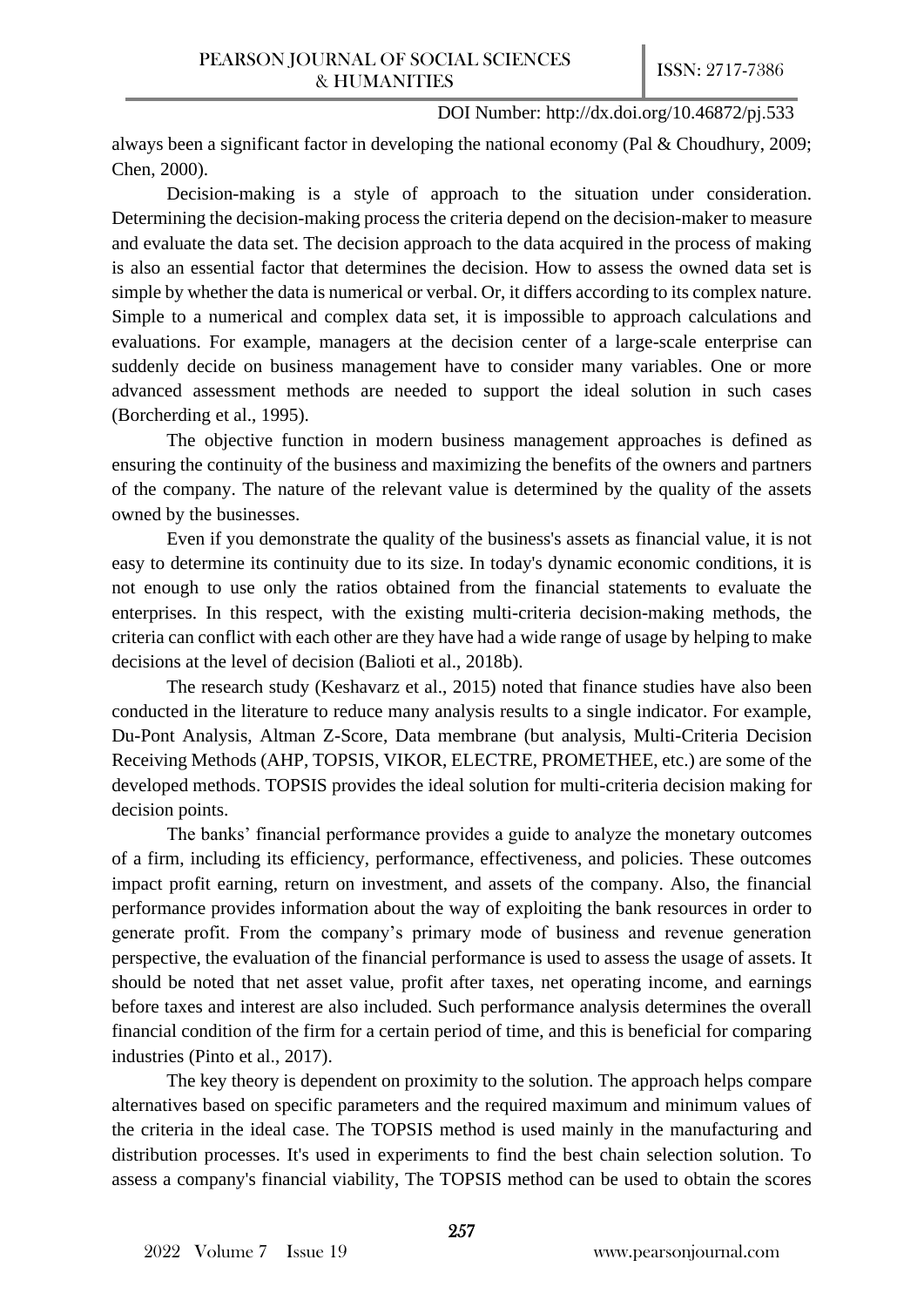always been a significant factor in developing the national economy (Pal & Choudhury, 2009; Chen, 2000).

Decision-making is a style of approach to the situation under consideration. Determining the decision-making process the criteria depend on the decision-maker to measure and evaluate the data set. The decision approach to the data acquired in the process of making is also an essential factor that determines the decision. How to assess the owned data set is simple by whether the data is numerical or verbal. Or, it differs according to its complex nature. Simple to a numerical and complex data set, it is impossible to approach calculations and evaluations. For example, managers at the decision center of a large-scale enterprise can suddenly decide on business management have to consider many variables. One or more advanced assessment methods are needed to support the ideal solution in such cases (Borcherding et al., 1995).

The objective function in modern business management approaches is defined as ensuring the continuity of the business and maximizing the benefits of the owners and partners of the company. The nature of the relevant value is determined by the quality of the assets owned by the businesses.

Even if you demonstrate the quality of the business's assets as financial value, it is not easy to determine its continuity due to its size. In today's dynamic economic conditions, it is not enough to use only the ratios obtained from the financial statements to evaluate the enterprises. In this respect, with the existing multi-criteria decision-making methods, the criteria can conflict with each other are they have had a wide range of usage by helping to make decisions at the level of decision (Balioti et al., 2018b).

The research study (Keshavarz et al., 2015) noted that finance studies have also been conducted in the literature to reduce many analysis results to a single indicator. For example, Du-Pont Analysis, Altman Z-Score, Data membrane (but analysis, Multi-Criteria Decision Receiving Methods (AHP, TOPSIS, VIKOR, ELECTRE, PROMETHEE, etc.) are some of the developed methods. TOPSIS provides the ideal solution for multi-criteria decision making for decision points.

The banks' financial performance provides a guide to analyze the monetary outcomes of a firm, including its efficiency, performance, effectiveness, and policies. These outcomes impact profit earning, return on investment, and assets of the company. Also, the financial performance provides information about the way of exploiting the bank resources in order to generate profit. From the company's primary mode of business and revenue generation perspective, the evaluation of the financial performance is used to assess the usage of assets. It should be noted that net asset value, profit after taxes, net operating income, and earnings before taxes and interest are also included. Such performance analysis determines the overall financial condition of the firm for a certain period of time, and this is beneficial for comparing industries (Pinto et al., 2017).

The key theory is dependent on proximity to the solution. The approach helps compare alternatives based on specific parameters and the required maximum and minimum values of the criteria in the ideal case. The TOPSIS method is used mainly in the manufacturing and distribution processes. It's used in experiments to find the best chain selection solution. To assess a company's financial viability, The TOPSIS method can be used to obtain the scores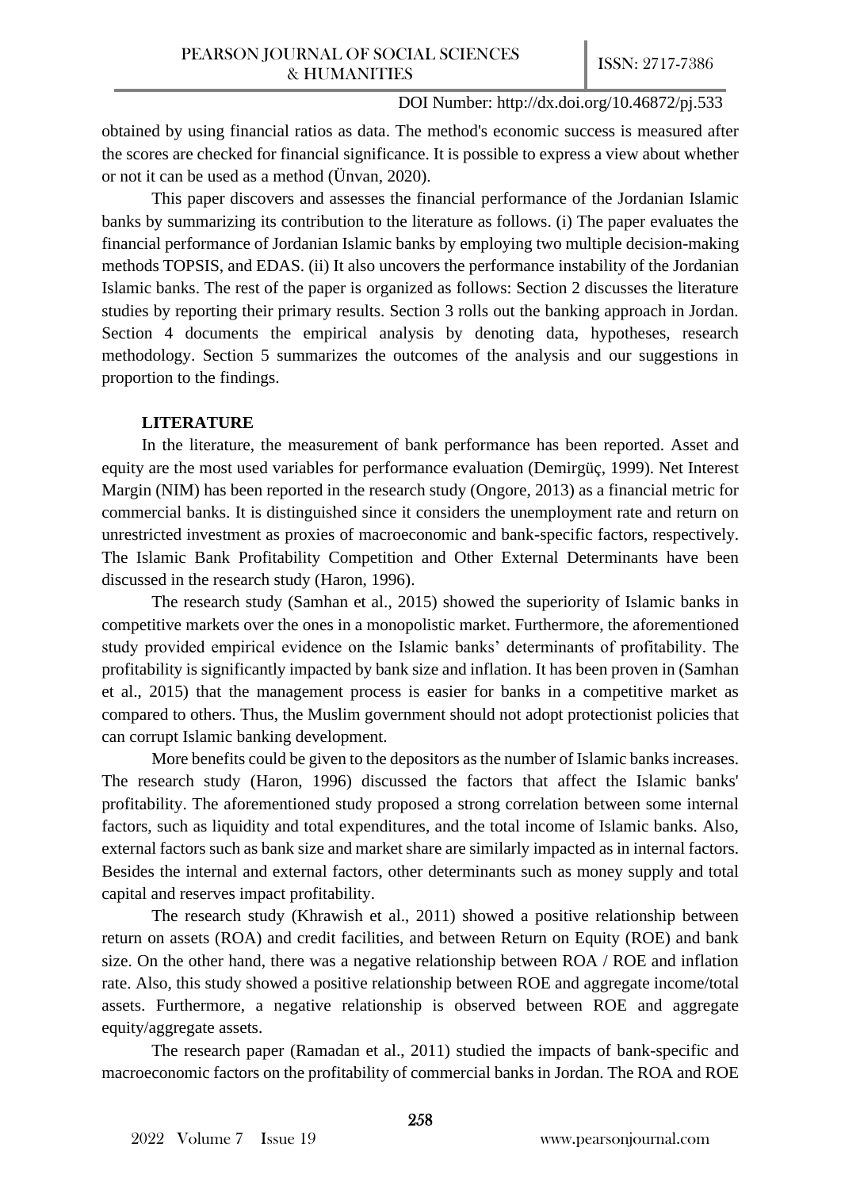obtained by using financial ratios as data. The method's economic success is measured after the scores are checked for financial significance. It is possible to express a view about whether or not it can be used as a method (Ünvan, 2020).

This paper discovers and assesses the financial performance of the Jordanian Islamic banks by summarizing its contribution to the literature as follows. (i) The paper evaluates the financial performance of Jordanian Islamic banks by employing two multiple decision-making methods TOPSIS, and EDAS. (ii) It also uncovers the performance instability of the Jordanian Islamic banks. The rest of the paper is organized as follows: Section 2 discusses the literature studies by reporting their primary results. Section 3 rolls out the banking approach in Jordan. Section 4 documents the empirical analysis by denoting data, hypotheses, research methodology. Section 5 summarizes the outcomes of the analysis and our suggestions in proportion to the findings.

## LITERATURE

In the literature, the measurement of bank performance has been reported. Asset and equity are the most used variables for performance evaluation (Demirgüç, 1999). Net Interest Margin (NIM) has been reported in the research study (Ongore, 2013) as a financial metric for commercial banks. It is distinguished since it considers the unemployment rate and return on unrestricted investment as proxies of macroeconomic and bank-specific factors, respectively. The Islamic Bank Profitability Competition and Other External Determinants have been discussed in the research study (Haron, 1996).

The research study (Samhan et al., 2015) showed the superiority of Islamic banks in competitive markets over the ones in a monopolistic market. Furthermore, the aforementioned study provided empirical evidence on the Islamic banks' determinants of profitability. The profitability is significantly impacted by bank size and inflation. It has been proven in (Samhan et al., 2015) that the management process is easier for banks in a competitive market as compared to others. Thus, the Muslim government should not adopt protectionist policies that can corrupt Islamic banking development.

More benefits could be given to the depositors as the number of Islamic banks increases. The research study (Haron, 1996) discussed the factors that affect the Islamic banks' profitability. The aforementioned study proposed a strong correlation between some internal factors, such as liquidity and total expenditures, and the total income of Islamic banks. Also, external factors such as bank size and market share are similarly impacted as in internal factors. Besides the internal and external factors, other determinants such as money supply and total capital and reserves impact profitability.

The research study (Khrawish et al., 2011) showed a positive relationship between return on assets (ROA) and credit facilities, and between Return on Equity (ROE) and bank size. On the other hand, there was a negative relationship between ROA / ROE and inflation rate. Also, this study showed a positive relationship between ROE and aggregate income/total assets. Furthermore, a negative relationship is observed between ROE and aggregate equity/aggregate assets.

The research paper (Ramadan et al., 2011) studied the impacts of bank-specific and macroeconomic factors on the profitability of commercial banks in Jordan. The ROA and ROE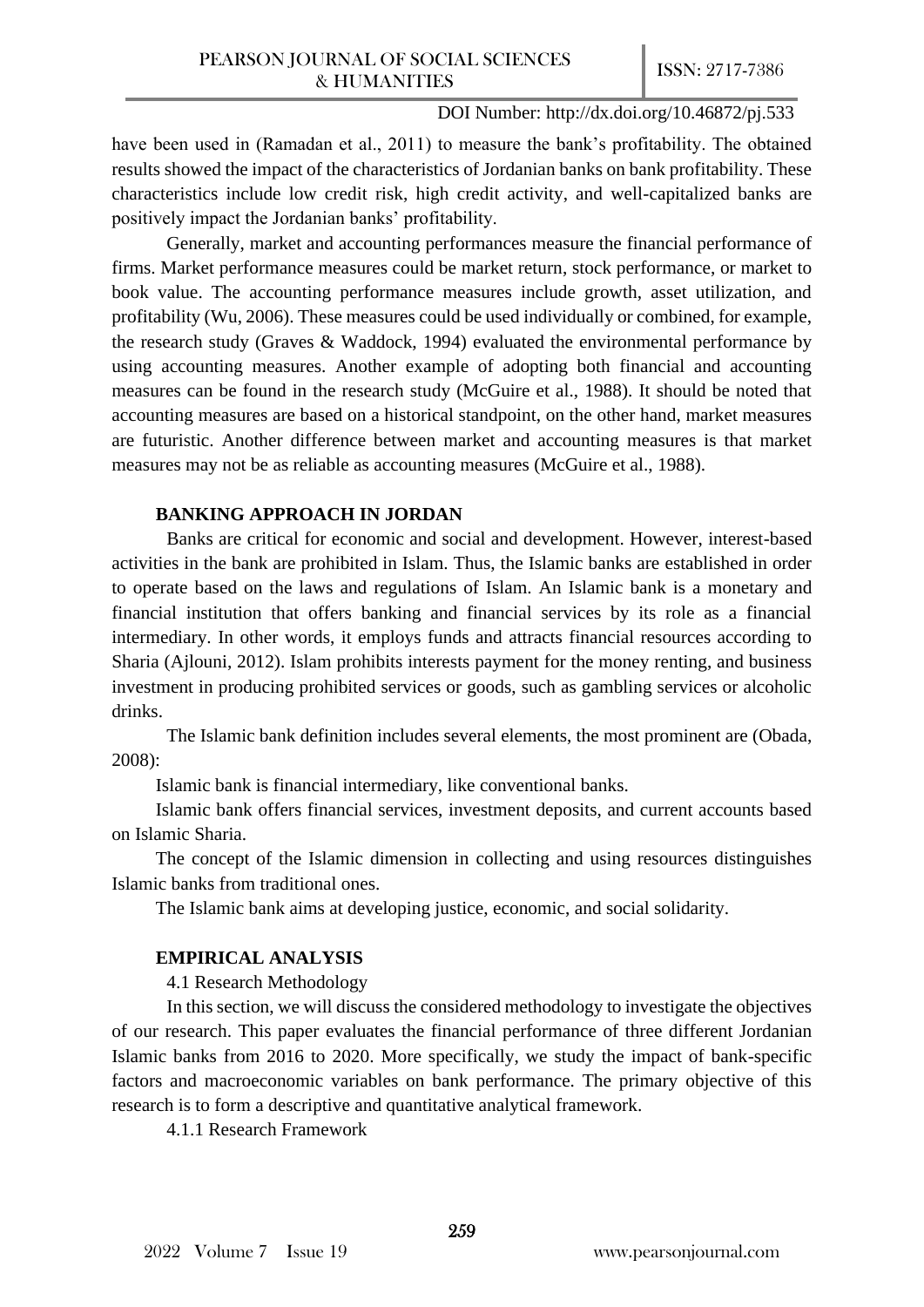have been used in (Ramadan et al., 2011) to measure the bank's profitability. The obtained results showed the impact of the characteristics of Jordanian banks on bank profitability. These characteristics include low credit risk, high credit activity, and well-capitalized banks are positively impact the Jordanian banks' profitability.

Generally, market and accounting performances measure the financial performance of firms. Market performance measures could be market return, stock performance, or market to book value. The accounting performance measures include growth, asset utilization, and profitability (Wu, 2006). These measures could be used individually or combined, for example, the research study (Graves & Waddock, 1994) evaluated the environmental performance by using accounting measures. Another example of adopting both financial and accounting measures can be found in the research study (McGuire et al., 1988). It should be noted that accounting measures are based on a historical standpoint, on the other hand, market measures are futuristic. Another difference between market and accounting measures is that market measures may not be as reliable as accounting measures (McGuire et al., 1988).

## BANKING APPROACH IN JORDAN

Banks are critical for economic and social and development. However, interest-based activities in the bank are prohibited in Islam. Thus, the Islamic banks are established in order to operate based on the laws and regulations of Islam. An Islamic bank is a monetary and financial institution that offers banking and financial services by its role as a financial intermediary. In other words, it employs funds and attracts financial resources according to Sharia (Ajlouni, 2012). Islam prohibits interests payment for the money renting, and business investment in producing prohibited services or goods, such as gambling services or alcoholic drinks.

The Islamic bank definition includes several elements, the most prominent are (Obada, 2008):

Islamic bank is financial intermediary, like conventional banks.

Islamic bank offers financial services, investment deposits, and current accounts based on Islamic Sharia.

The concept of the Islamic dimension in collecting and using resources distinguishes Islamic banks from traditional ones.

The Islamic bank aims at developing justice, economic, and social solidarity.

## EMPIRICAL ANALYSIS

### 4.1 Research Methodology

In this section, we will discuss the considered methodology to investigate the objectives of our research. This paper evaluates the financial performance of three different Jordanian Islamic banks from 2016 to 2020. More specifically, we study the impact of bank-specific factors and macroeconomic variables on bank performance. The primary objective of this research is to form a descriptive and quantitative analytical framework.

#### 4.1.1 Research Framework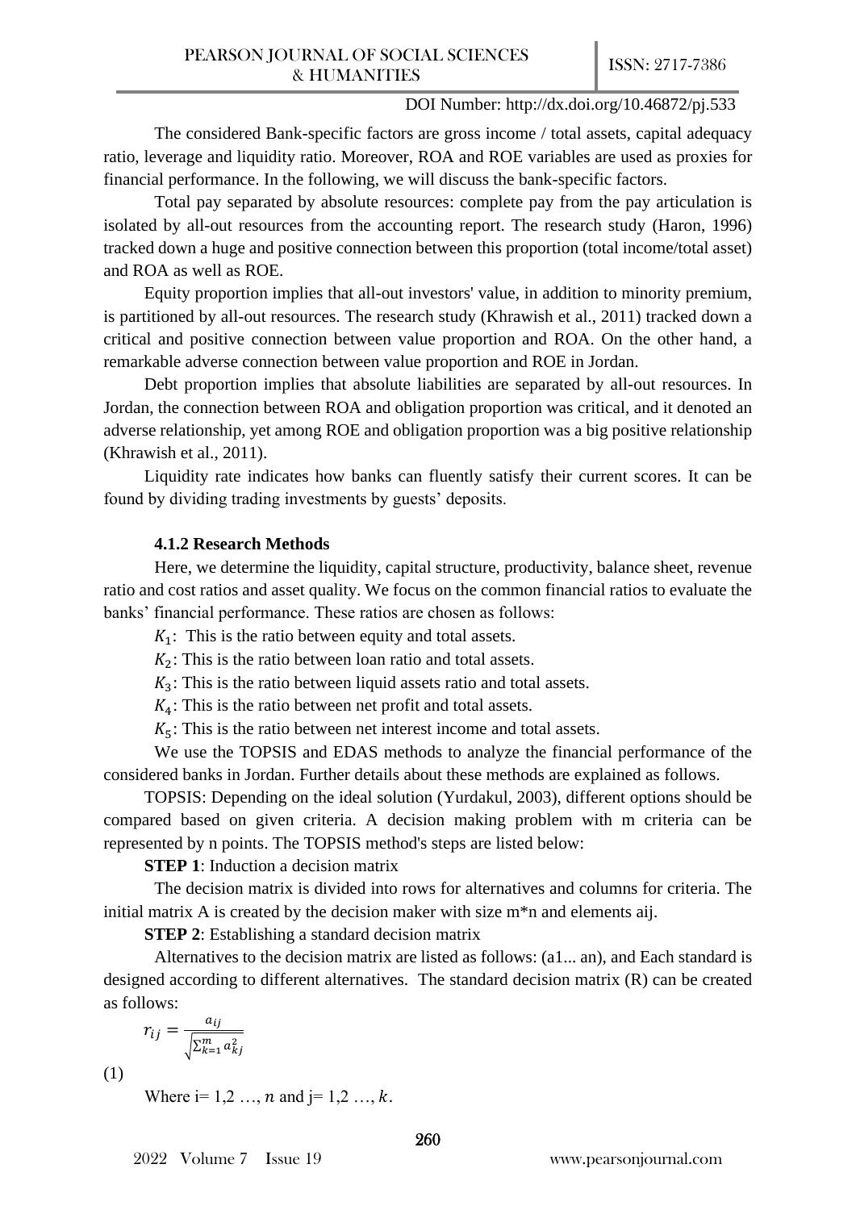The considered Bank-specific factors are gross income / total assets, capital adequacy ratio, leverage and liquidity ratio. Moreover, ROA and ROE variables are used as proxies for financial performance. In the following, we will discuss the bank-specific factors.

Total pay separated by absolute resources: complete pay from the pay articulation is isolated by all-out resources from the accounting report. The research study (Haron, 1996) tracked down a huge and positive connection between this proportion (total income/total asset) and ROA as well as ROE.

Equity proportion implies that all-out investors' value, in addition to minority premium, is partitioned by all-out resources. The research study (Khrawish et al., 2011) tracked down a critical and positive connection between value proportion and ROA. On the other hand, a remarkable adverse connection between value proportion and ROE in Jordan.

Debt proportion implies that absolute liabilities are separated by all-out resources. In Jordan, the connection between ROA and obligation proportion was critical, and it denoted an adverse relationship, yet among ROE and obligation proportion was a big positive relationship (Khrawish et al., 2011).

Liquidity rate indicates how banks can fluently satisfy their current scores. It can be found by dividing trading investments by guests' deposits.

### 4.1.2 Research Methods

Here, we determine the liquidity, capital structure, productivity, balance sheet, revenue ratio and cost ratios and asset quality. We focus on the common financial ratios to evaluate the banks' financial performance. These ratios are chosen as follows:

$K_1$: This is the ratio between equity and total assets.

$K_2$: This is the ratio between loan ratio and total assets.

$K_3$: This is the ratio between liquid assets ratio and total assets.

$K_4$: This is the ratio between net profit and total assets.

$K_5$: This is the ratio between net interest income and total assets.

We use the TOPSIS and EDAS methods to analyze the financial performance of the considered banks in Jordan. Further details about these methods are explained as follows.

TOPSIS: Depending on the ideal solution (Yurdakul, 2003), different options should be compared based on given criteria. A decision making problem with m criteria can be represented by n points. The TOPSIS method's steps are listed below:

**STEP 1**: Induction a decision matrix

The decision matrix is divided into rows for alternatives and columns for criteria. The initial matrix A is created by the decision maker with size m*n and elements aij.

**STEP 2**: Establishing a standard decision matrix

Alternatives to the decision matrix are listed as follows: (a1... an), and Each standard is designed according to different alternatives. The standard decision matrix (R) can be created as follows:

$$r_{ij} = \frac{a_{ij}}{\sqrt{\sum_{k=1}^{m} a_{kj}^2}}$$

(1)

Where i= 1,2 …, $n$ and j= 1,2 …, $k$.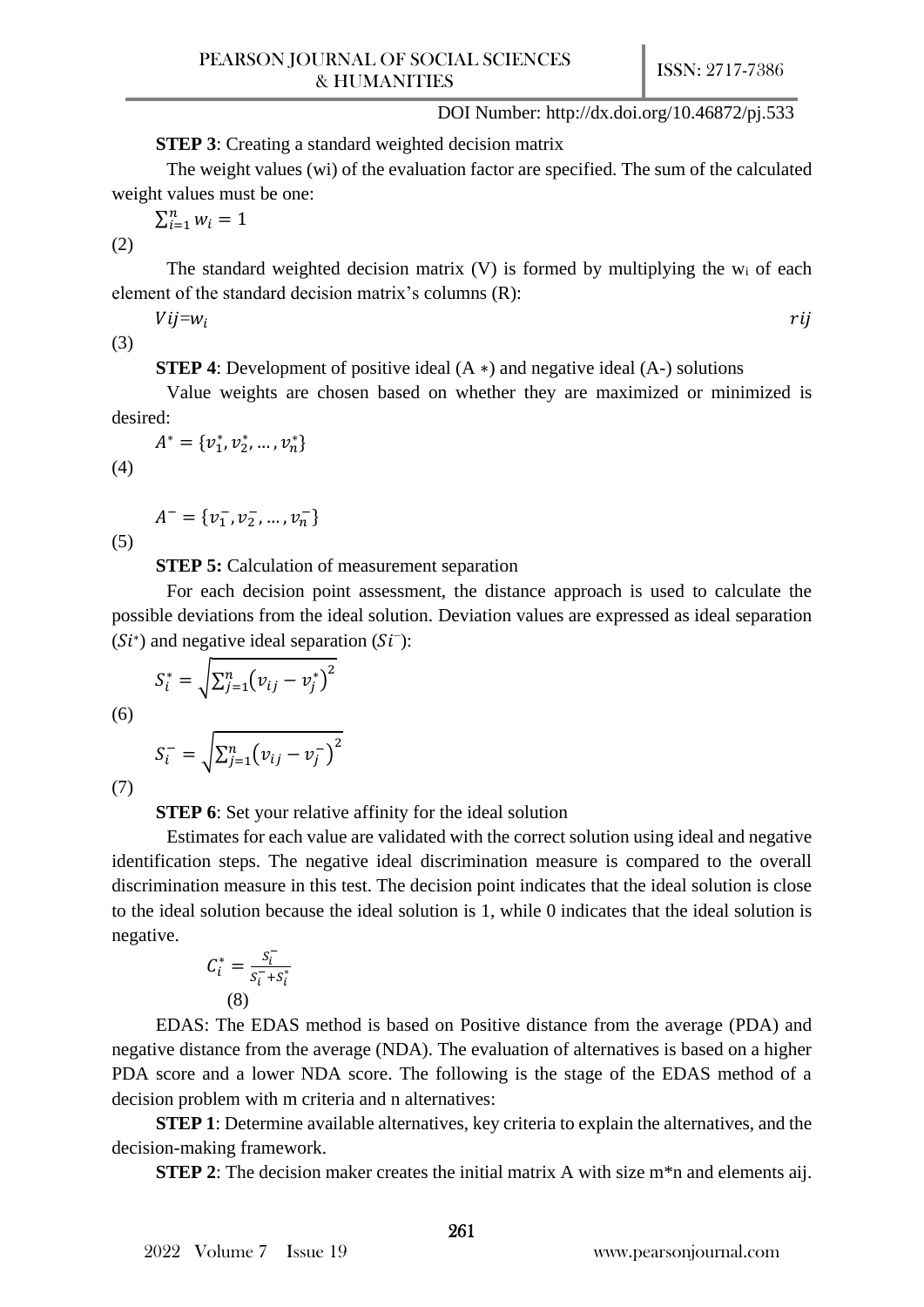**STEP 3**: Creating a standard weighted decision matrix

The weight values (wi) of the evaluation factor are specified. The sum of the calculated weight values must be one:

$$\sum_{i=1}^{n} w_i = 1 \tag{2}$$

The standard weighted decision matrix (V) is formed by multiplying the $w_i$ of each element of the standard decision matrix's columns (R):

$$Vij = w_i \qquad rij \tag{3}$$

**STEP 4**: Development of positive ideal (A ∗) and negative ideal (A-) solutions

Value weights are chosen based on whether they are maximized or minimized is desired:

$$A^* = \{v_1^*, v_2^*, \ldots, v_n^*\} \tag{4}$$

$$A^- = \{v_1^-, v_2^-, \ldots, v_n^-\} \tag{5}$$

**STEP 5:** Calculation of measurement separation

For each decision point assessment, the distance approach is used to calculate the possible deviations from the ideal solution. Deviation values are expressed as ideal separation ($Si^*$) and negative ideal separation ($Si^-$):

$$S_i^* = \sqrt{\sum_{j=1}^{n}\left(v_{ij} - v_j^*\right)^2} \tag{6}$$

$$S_i^- = \sqrt{\sum_{j=1}^{n}\left(v_{ij} - v_j^-\right)^2} \tag{7}$$

**STEP 6**: Set your relative affinity for the ideal solution

Estimates for each value are validated with the correct solution using ideal and negative identification steps. The negative ideal discrimination measure is compared to the overall discrimination measure in this test. The decision point indicates that the ideal solution is close to the ideal solution because the ideal solution is 1, while 0 indicates that the ideal solution is negative.

$$C_i^* = \frac{S_i^-}{S_i^- + S_i^*} \tag{8}$$

EDAS: The EDAS method is based on Positive distance from the average (PDA) and negative distance from the average (NDA). The evaluation of alternatives is based on a higher PDA score and a lower NDA score. The following is the stage of the EDAS method of a decision problem with m criteria and n alternatives:

**STEP 1**: Determine available alternatives, key criteria to explain the alternatives, and the decision-making framework.

**STEP 2**: The decision maker creates the initial matrix A with size m*n and elements aij.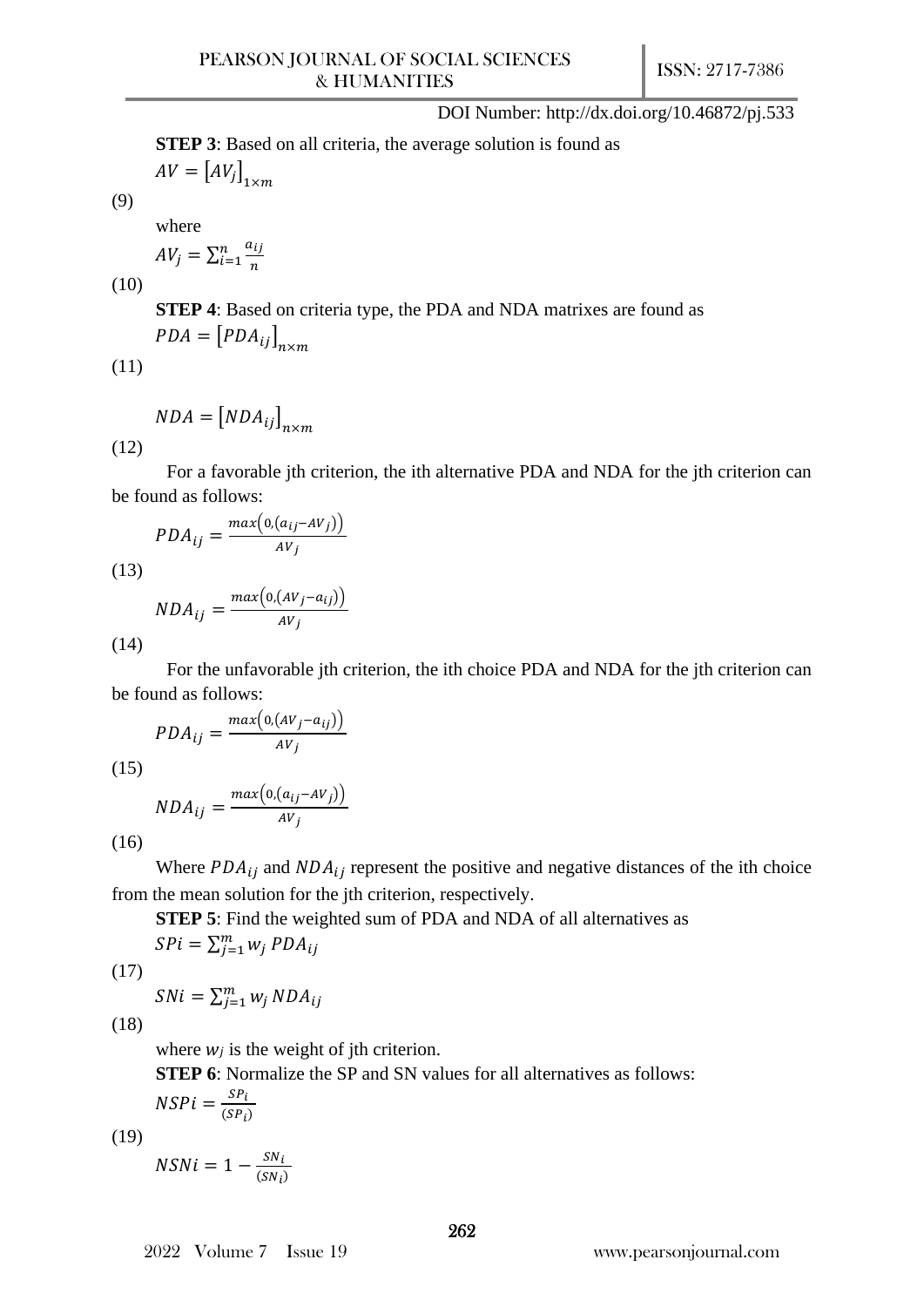**STEP 3**: Based on all criteria, the average solution is found as

$$AV = \left[AV_j\right]_{1\times m} \tag{9}$$

where

$$AV_j = \sum_{i=1}^{n} \frac{a_{ij}}{n} \tag{10}$$

**STEP 4**: Based on criteria type, the PDA and NDA matrixes are found as

$$PDA = \left[PDA_{ij}\right]_{n\times m} \tag{11}$$

$$NDA = \left[NDA_{ij}\right]_{n\times m} \tag{12}$$

For a favorable jth criterion, the ith alternative PDA and NDA for the jth criterion can be found as follows:

$$PDA_{ij} = \frac{max\left(0,\left(a_{ij}-AV_j\right)\right)}{AV_j} \tag{13}$$

$$NDA_{ij} = \frac{max\left(0,\left(AV_j-a_{ij}\right)\right)}{AV_j} \tag{14}$$

For the unfavorable jth criterion, the ith choice PDA and NDA for the jth criterion can be found as follows:

$$PDA_{ij} = \frac{max\left(0,\left(AV_j-a_{ij}\right)\right)}{AV_j} \tag{15}$$

$$NDA_{ij} = \frac{max\left(0,\left(a_{ij}-AV_j\right)\right)}{AV_j} \tag{16}$$

Where $PDA_{ij}$ and $NDA_{ij}$ represent the positive and negative distances of the ith choice from the mean solution for the jth criterion, respectively.

**STEP 5**: Find the weighted sum of PDA and NDA of all alternatives as

$$SPi = \sum_{j=1}^{m} w_j\, PDA_{ij} \tag{17}$$

$$SNi = \sum_{j=1}^{m} w_j\, NDA_{ij} \tag{18}$$

where $w_j$ is the weight of jth criterion.

**STEP 6**: Normalize the SP and SN values for all alternatives as follows:

$$NSPi = \frac{SP_i}{(SP_i)} \tag{19}$$

$$NSNi = 1 - \frac{SN_i}{(SN_i)}$$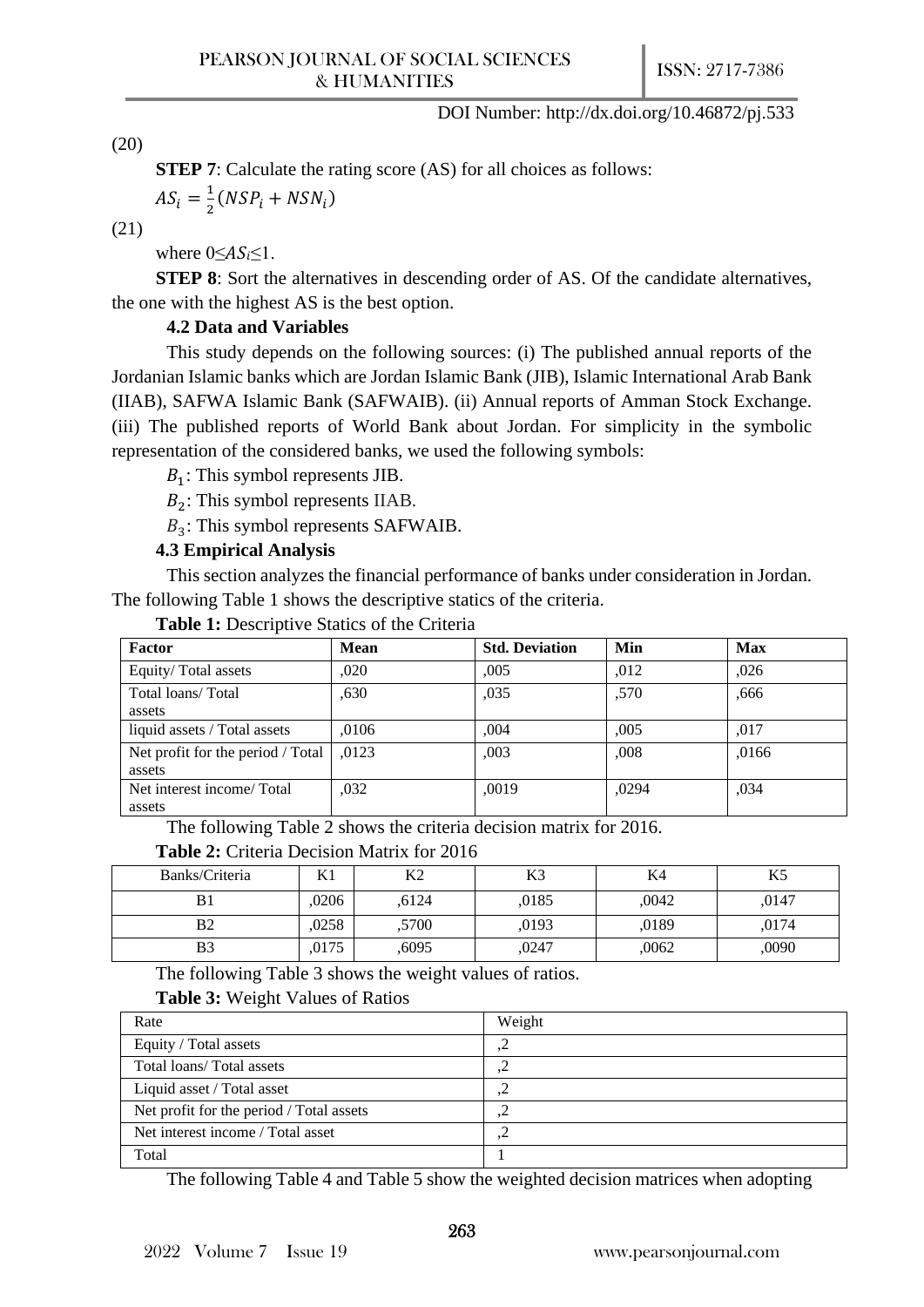(20)

**STEP 7**: Calculate the rating score (AS) for all choices as follows:

$$AS_i = \frac{1}{2}(NSP_i + NSN_i)$$

(21)

where $0 \leq AS_i \leq 1$.

**STEP 8**: Sort the alternatives in descending order of AS. Of the candidate alternatives, the one with the highest AS is the best option.

### 4.2 Data and Variables

This study depends on the following sources: (i) The published annual reports of the Jordanian Islamic banks which are Jordan Islamic Bank (JIB), Islamic International Arab Bank (IIAB), SAFWA Islamic Bank (SAFWAIB). (ii) Annual reports of Amman Stock Exchange. (iii) The published reports of World Bank about Jordan. For simplicity in the symbolic representation of the considered banks, we used the following symbols:

$B_1$: This symbol represents JIB.

$B_2$: This symbol represents IIAB.

$B_3$: This symbol represents SAFWAIB.

### 4.3 Empirical Analysis

This section analyzes the financial performance of banks under consideration in Jordan. The following Table 1 shows the descriptive statics of the criteria.

**Table 1:** Descriptive Statics of the Criteria

| Factor | Mean | Std. Deviation | Min | Max |
|---|---|---|---|---|
| Equity/ Total assets | ,020 | ,005 | ,012 | ,026 |
| Total loans/ Total assets | ,630 | ,035 | ,570 | ,666 |
| liquid assets / Total assets | ,0106 | ,004 | ,005 | ,017 |
| Net profit for the period / Total assets | ,0123 | ,003 | ,008 | ,0166 |
| Net interest income/ Total assets | ,032 | ,0019 | ,0294 | ,034 |

The following Table 2 shows the criteria decision matrix for 2016.

**Table 2:** Criteria Decision Matrix for 2016

| Banks/Criteria | K1 | K2 | K3 | K4 | K5 |
|---|---|---|---|---|---|
| B1 | ,0206 | ,6124 | ,0185 | ,0042 | ,0147 |
| B2 | ,0258 | ,5700 | ,0193 | ,0189 | ,0174 |
| B3 | ,0175 | ,6095 | ,0247 | ,0062 | ,0090 |

The following Table 3 shows the weight values of ratios.

**Table 3:** Weight Values of Ratios

| Rate | Weight |
|---|---|
| Equity / Total assets | ,2 |
| Total loans/ Total assets | ,2 |
| Liquid asset / Total asset | ,2 |
| Net profit for the period / Total assets | ,2 |
| Net interest income / Total asset | ,2 |
| Total | 1 |

The following Table 4 and Table 5 show the weighted decision matrices when adopting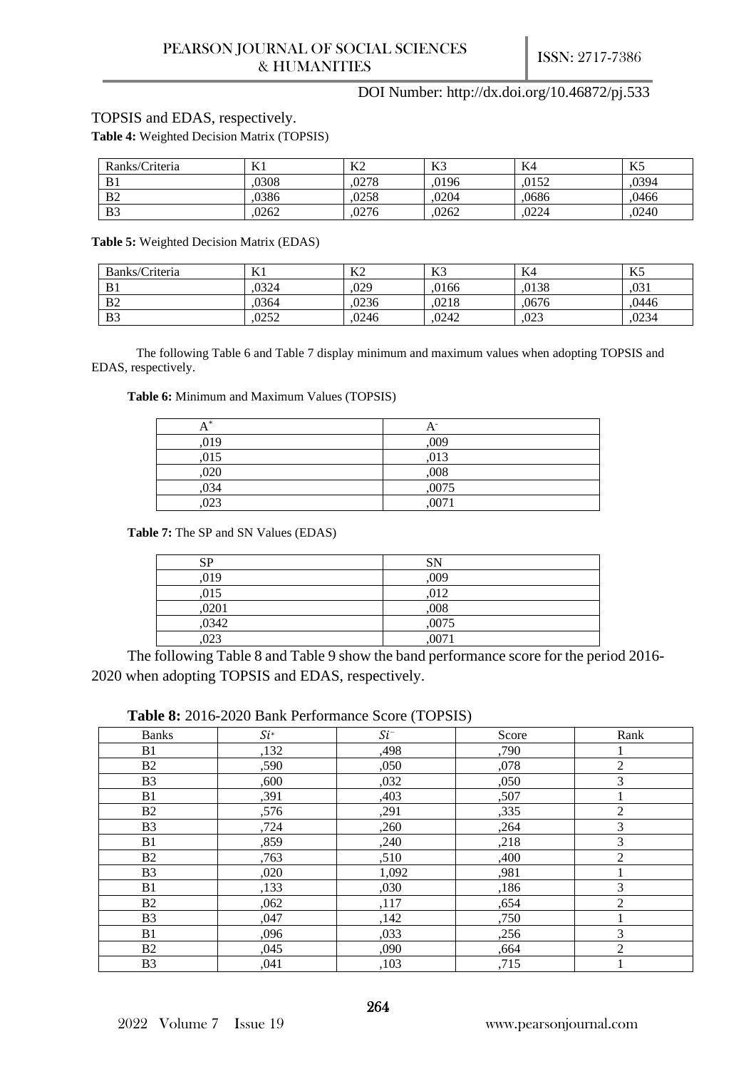TOPSIS and EDAS, respectively.

**Table 4:** Weighted Decision Matrix (TOPSIS)

| Ranks/Criteria | K1 | K2 | K3 | K4 | K5 |
|---|---|---|---|---|---|
| B1 | ,0308 | ,0278 | ,0196 | ,0152 | ,0394 |
| B2 | ,0386 | ,0258 | ,0204 | ,0686 | ,0466 |
| B3 | ,0262 | ,0276 | ,0262 | ,0224 | ,0240 |

**Table 5:** Weighted Decision Matrix (EDAS)

| Banks/Criteria | K1 | K2 | K3 | K4 | K5 |
|---|---|---|---|---|---|
| B1 | ,0324 | ,029 | ,0166 | ,0138 | ,031 |
| B2 | ,0364 | ,0236 | ,0218 | ,0676 | ,0446 |
| B3 | ,0252 | ,0246 | ,0242 | ,023 | ,0234 |

The following Table 6 and Table 7 display minimum and maximum values when adopting TOPSIS and EDAS, respectively.

**Table 6:** Minimum and Maximum Values (TOPSIS)

| $A^*$ | $A^-$ |
|---|---|
| ,019 | ,009 |
| ,015 | ,013 |
| ,020 | ,008 |
| ,034 | ,0075 |
| ,023 | ,0071 |

**Table 7:** The SP and SN Values (EDAS)

| SP | SN |
|---|---|
| ,019 | ,009 |
| ,015 | ,012 |
| ,0201 | ,008 |
| ,0342 | ,0075 |
| ,023 | ,0071 |

The following Table 8 and Table 9 show the band performance score for the period 2016-2020 when adopting TOPSIS and EDAS, respectively.

**Table 8:** 2016-2020 Bank Performance Score (TOPSIS)

| Banks | $Si^*$ | $Si^-$ | Score | Rank |
|---|---|---|---|---|
| B1 | ,132 | ,498 | ,790 | 1 |
| B2 | ,590 | ,050 | ,078 | 2 |
| B3 | ,600 | ,032 | ,050 | 3 |
| B1 | ,391 | ,403 | ,507 | 1 |
| B2 | ,576 | ,291 | ,335 | 2 |
| B3 | ,724 | ,260 | ,264 | 3 |
| B1 | ,859 | ,240 | ,218 | 3 |
| B2 | ,763 | ,510 | ,400 | 2 |
| B3 | ,020 | 1,092 | ,981 | 1 |
| B1 | ,133 | ,030 | ,186 | 3 |
| B2 | ,062 | ,117 | ,654 | 2 |
| B3 | ,047 | ,142 | ,750 | 1 |
| B1 | ,096 | ,033 | ,256 | 3 |
| B2 | ,045 | ,090 | ,664 | 2 |
| B3 | ,041 | ,103 | ,715 | 1 |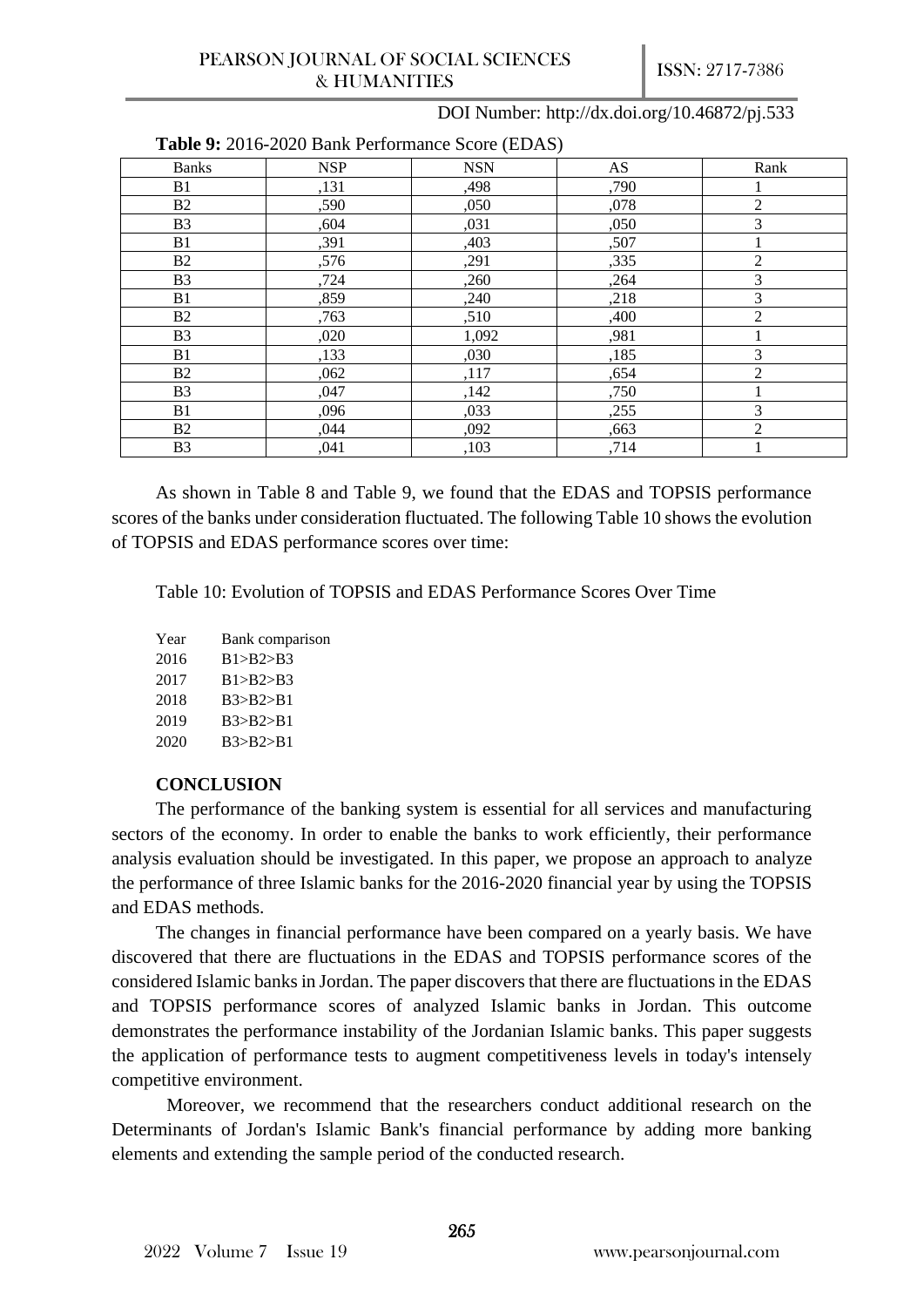DOI Number: http://dx.doi.org/10.46872/pj.533

**Table 9:** 2016-2020 Bank Performance Score (EDAS)

| Banks | NSP | NSN | AS | Rank |
|---|---|---|---|---|
| B1 | ,131 | ,498 | ,790 | 1 |
| B2 | ,590 | ,050 | ,078 | 2 |
| B3 | ,604 | ,031 | ,050 | 3 |
| B1 | ,391 | ,403 | ,507 | 1 |
| B2 | ,576 | ,291 | ,335 | 2 |
| B3 | ,724 | ,260 | ,264 | 3 |
| B1 | ,859 | ,240 | ,218 | 3 |
| B2 | ,763 | ,510 | ,400 | 2 |
| B3 | ,020 | 1,092 | ,981 | 1 |
| B1 | ,133 | ,030 | ,185 | 3 |
| B2 | ,062 | ,117 | ,654 | 2 |
| B3 | ,047 | ,142 | ,750 | 1 |
| B1 | ,096 | ,033 | ,255 | 3 |
| B2 | ,044 | ,092 | ,663 | 2 |
| B3 | ,041 | ,103 | ,714 | 1 |

As shown in Table 8 and Table 9, we found that the EDAS and TOPSIS performance scores of the banks under consideration fluctuated. The following Table 10 shows the evolution of TOPSIS and EDAS performance scores over time:

Table 10: Evolution of TOPSIS and EDAS Performance Scores Over Time

| Year | Bank comparison |
|---|---|
| 2016 | B1>B2>B3 |
| 2017 | B1>B2>B3 |
| 2018 | B3>B2>B1 |
| 2019 | B3>B2>B1 |
| 2020 | B3>B2>B1 |

## CONCLUSION

The performance of the banking system is essential for all services and manufacturing sectors of the economy. In order to enable the banks to work efficiently, their performance analysis evaluation should be investigated. In this paper, we propose an approach to analyze the performance of three Islamic banks for the 2016-2020 financial year by using the TOPSIS and EDAS methods.

The changes in financial performance have been compared on a yearly basis. We have discovered that there are fluctuations in the EDAS and TOPSIS performance scores of the considered Islamic banks in Jordan. The paper discovers that there are fluctuations in the EDAS and TOPSIS performance scores of analyzed Islamic banks in Jordan. This outcome demonstrates the performance instability of the Jordanian Islamic banks. This paper suggests the application of performance tests to augment competitiveness levels in today's intensely competitive environment.

Moreover, we recommend that the researchers conduct additional research on the Determinants of Jordan's Islamic Bank's financial performance by adding more banking elements and extending the sample period of the conducted research.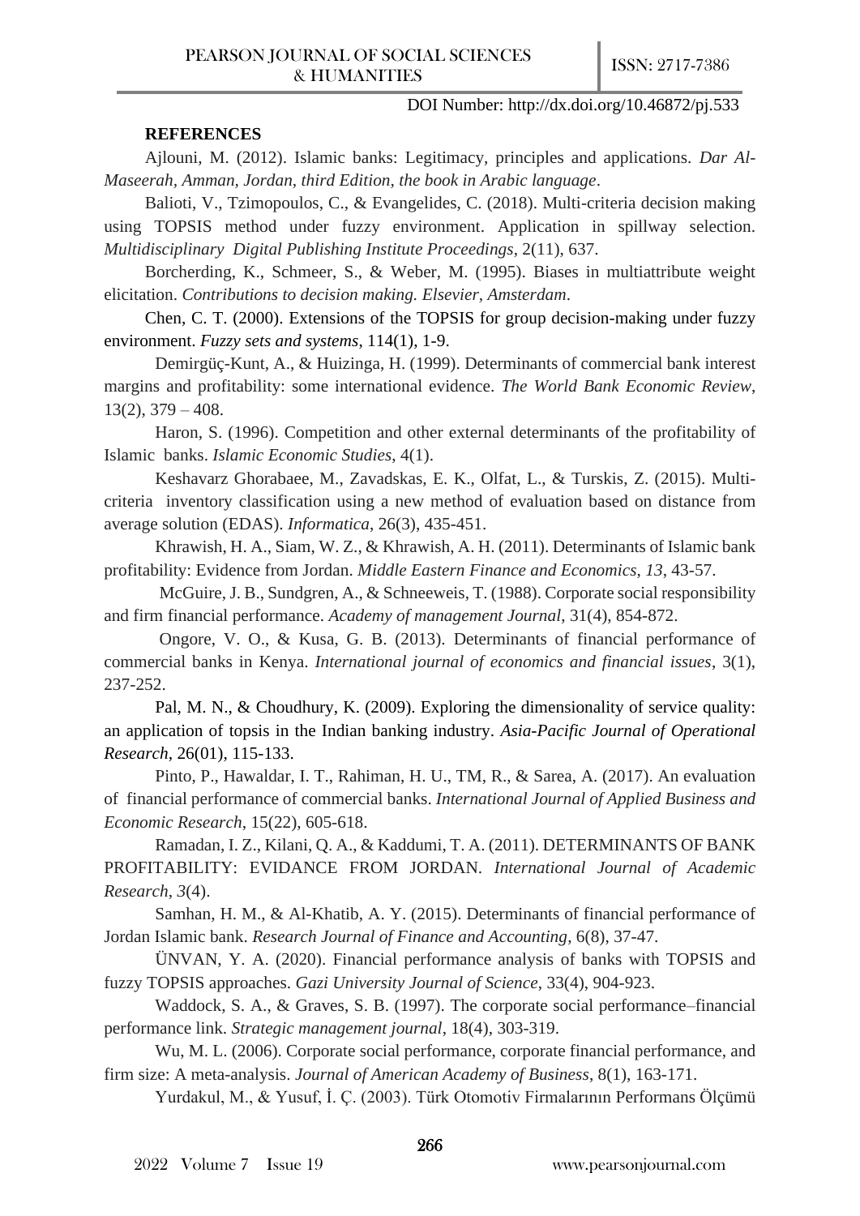**REFERENCES**

Ajlouni, M. (2012). Islamic banks: Legitimacy, principles and applications. *Dar Al-Maseerah, Amman, Jordan, third Edition, the book in Arabic language*.

Balioti, V., Tzimopoulos, C., & Evangelides, C. (2018). Multi-criteria decision making using TOPSIS method under fuzzy environment. Application in spillway selection. *Multidisciplinary Digital Publishing Institute Proceedings*, 2(11), 637.

Borcherding, K., Schmeer, S., & Weber, M. (1995). Biases in multiattribute weight elicitation. *Contributions to decision making. Elsevier, Amsterdam*.

Chen, C. T. (2000). Extensions of the TOPSIS for group decision-making under fuzzy environment. *Fuzzy sets and systems*, 114(1), 1-9.

Demirgüç-Kunt, A., & Huizinga, H. (1999). Determinants of commercial bank interest margins and profitability: some international evidence. *The World Bank Economic Review*, 13(2), 379 – 408.

Haron, S. (1996). Competition and other external determinants of the profitability of Islamic banks. *Islamic Economic Studies*, 4(1).

Keshavarz Ghorabaee, M., Zavadskas, E. K., Olfat, L., & Turskis, Z. (2015). Multi-criteria inventory classification using a new method of evaluation based on distance from average solution (EDAS). *Informatica*, 26(3), 435-451.

Khrawish, H. A., Siam, W. Z., & Khrawish, A. H. (2011). Determinants of Islamic bank profitability: Evidence from Jordan. *Middle Eastern Finance and Economics*, *13*, 43-57.

McGuire, J. B., Sundgren, A., & Schneeweis, T. (1988). Corporate social responsibility and firm financial performance. *Academy of management Journal*, 31(4), 854-872.

Ongore, V. O., & Kusa, G. B. (2013). Determinants of financial performance of commercial banks in Kenya. *International journal of economics and financial issues*, 3(1), 237-252.

Pal, M. N., & Choudhury, K. (2009). Exploring the dimensionality of service quality: an application of topsis in the Indian banking industry. *Asia-Pacific Journal of Operational Research*, 26(01), 115-133.

Pinto, P., Hawaldar, I. T., Rahiman, H. U., TM, R., & Sarea, A. (2017). An evaluation of financial performance of commercial banks. *International Journal of Applied Business and Economic Research*, 15(22), 605-618.

Ramadan, I. Z., Kilani, Q. A., & Kaddumi, T. A. (2011). DETERMINANTS OF BANK PROFITABILITY: EVIDANCE FROM JORDAN. *International Journal of Academic Research*, *3*(4).

Samhan, H. M., & Al-Khatib, A. Y. (2015). Determinants of financial performance of Jordan Islamic bank. *Research Journal of Finance and Accounting*, 6(8), 37-47.

ÜNVAN, Y. A. (2020). Financial performance analysis of banks with TOPSIS and fuzzy TOPSIS approaches. *Gazi University Journal of Science*, 33(4), 904-923.

Waddock, S. A., & Graves, S. B. (1997). The corporate social performance–financial performance link. *Strategic management journal*, 18(4), 303-319.

Wu, M. L. (2006). Corporate social performance, corporate financial performance, and firm size: A meta-analysis. *Journal of American Academy of Business*, 8(1), 163-171.

Yurdakul, M., & Yusuf, İ. Ç. (2003). Türk Otomotiv Firmalarının Performans Ölçümü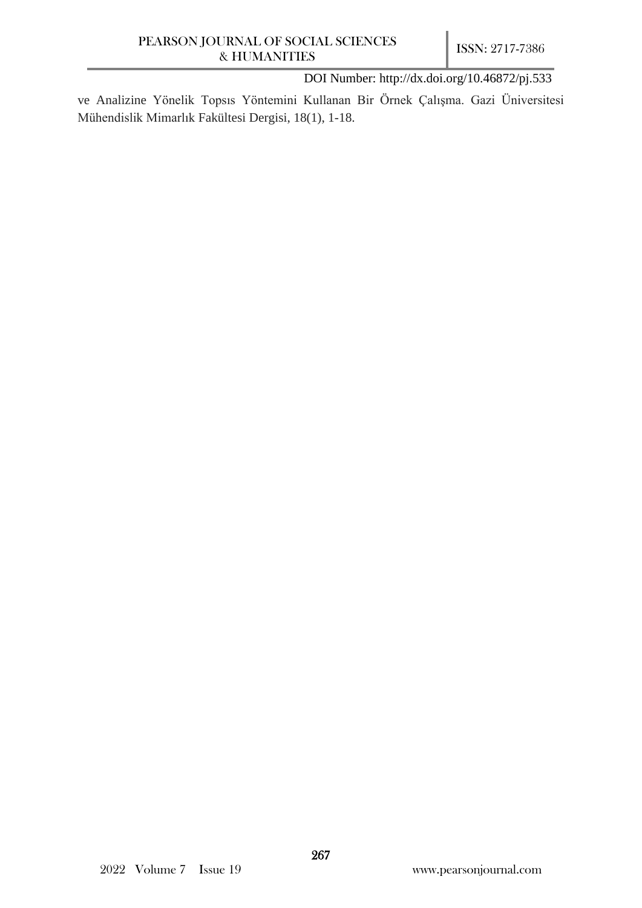ve Analizine Yönelik Topsıs Yöntemini Kullanan Bir Örnek Çalışma. Gazi Üniversitesi Mühendislik Mimarlık Fakültesi Dergisi, 18(1), 1-18.